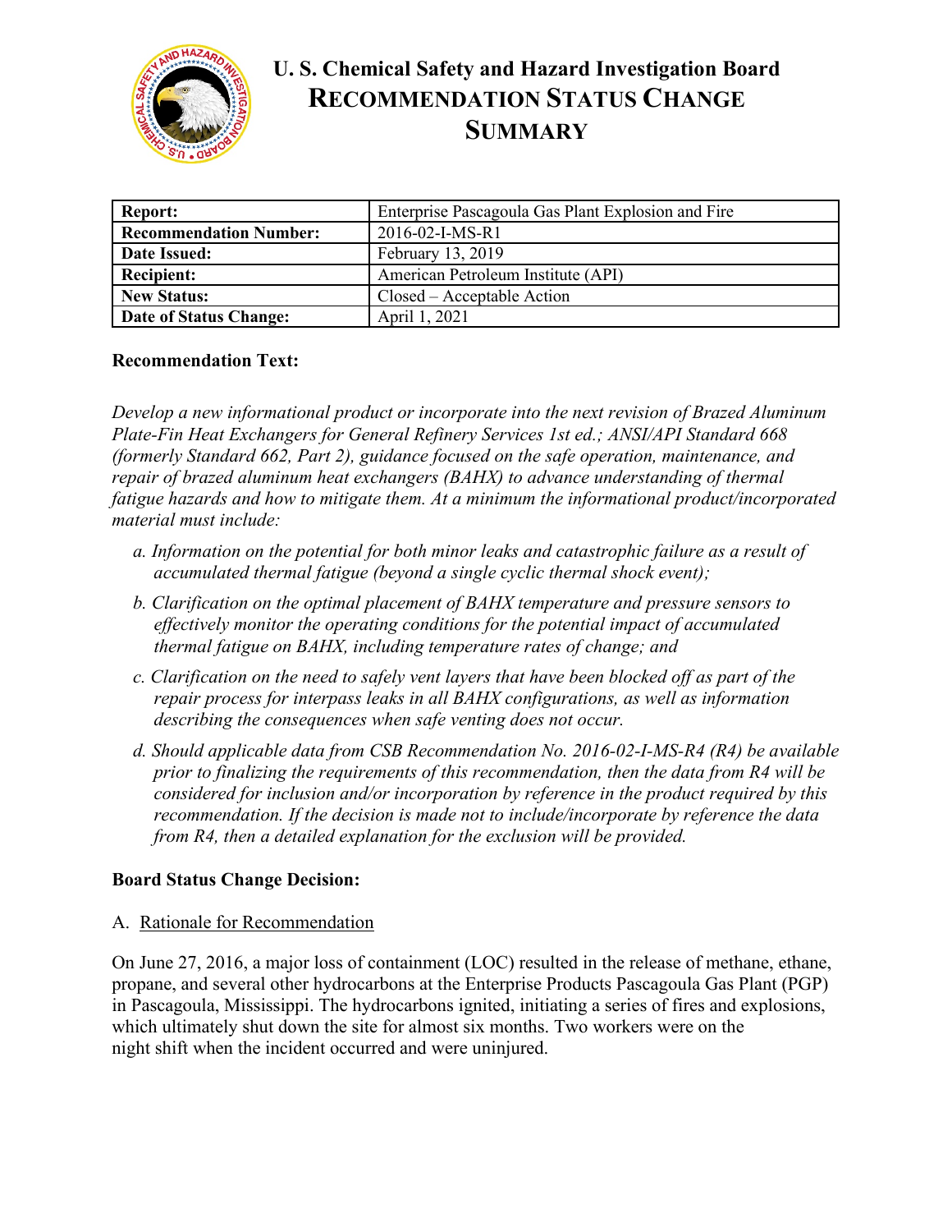# U. S. Chemical Safety and Hazard Investigation Board
# RECOMMENDATION STATUS CHANGE SUMMARY

| **Report:** | Enterprise Pascagoula Gas Plant Explosion and Fire |
|---|---|
| **Recommendation Number:** | 2016-02-I-MS-R1 |
| **Date Issued:** | February 13, 2019 |
| **Recipient:** | American Petroleum Institute (API) |
| **New Status:** | Closed – Acceptable Action |
| **Date of Status Change:** | April 1, 2021 |

**Recommendation Text:**

*Develop a new informational product or incorporate into the next revision of Brazed Aluminum Plate-Fin Heat Exchangers for General Refinery Services 1st ed.; ANSI/API Standard 668 (formerly Standard 662, Part 2), guidance focused on the safe operation, maintenance, and repair of brazed aluminum heat exchangers (BAHX) to advance understanding of thermal fatigue hazards and how to mitigate them. At a minimum the informational product/incorporated material must include:*

a. *Information on the potential for both minor leaks and catastrophic failure as a result of accumulated thermal fatigue (beyond a single cyclic thermal shock event);*

b. *Clarification on the optimal placement of BAHX temperature and pressure sensors to effectively monitor the operating conditions for the potential impact of accumulated thermal fatigue on BAHX, including temperature rates of change; and*

c. *Clarification on the need to safely vent layers that have been blocked off as part of the repair process for interpass leaks in all BAHX configurations, as well as information describing the consequences when safe venting does not occur.*

d. *Should applicable data from CSB Recommendation No. 2016-02-I-MS-R4 (R4) be available prior to finalizing the requirements of this recommendation, then the data from R4 will be considered for inclusion and/or incorporation by reference in the product required by this recommendation. If the decision is made not to include/incorporate by reference the data from R4, then a detailed explanation for the exclusion will be provided.*

**Board Status Change Decision:**

A. Rationale for Recommendation

On June 27, 2016, a major loss of containment (LOC) resulted in the release of methane, ethane, propane, and several other hydrocarbons at the Enterprise Products Pascagoula Gas Plant (PGP) in Pascagoula, Mississippi. The hydrocarbons ignited, initiating a series of fires and explosions, which ultimately shut down the site for almost six months. Two workers were on the night shift when the incident occurred and were uninjured.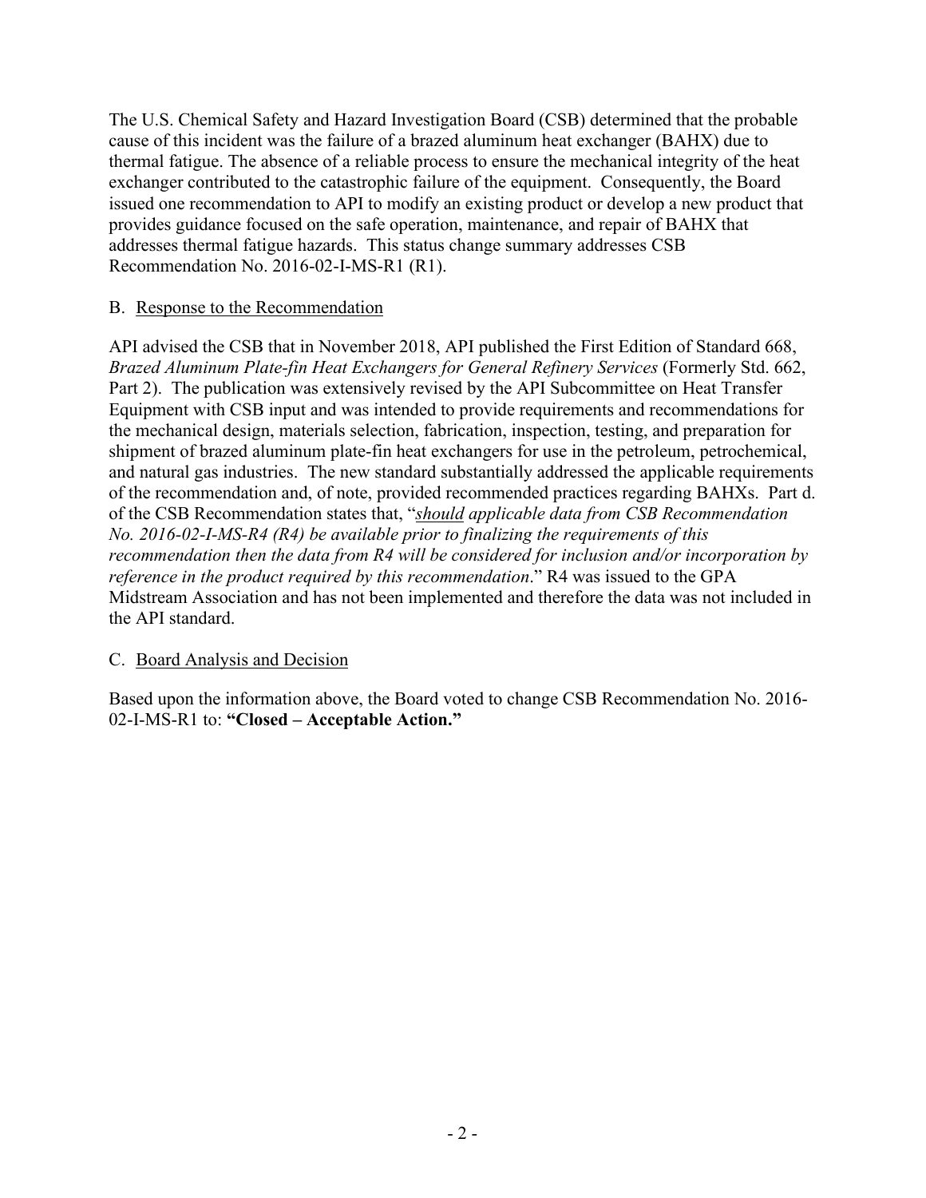The U.S. Chemical Safety and Hazard Investigation Board (CSB) determined that the probable cause of this incident was the failure of a brazed aluminum heat exchanger (BAHX) due to thermal fatigue. The absence of a reliable process to ensure the mechanical integrity of the heat exchanger contributed to the catastrophic failure of the equipment. Consequently, the Board issued one recommendation to API to modify an existing product or develop a new product that provides guidance focused on the safe operation, maintenance, and repair of BAHX that addresses thermal fatigue hazards. This status change summary addresses CSB Recommendation No. 2016-02-I-MS-R1 (R1).

B. <u>Response to the Recommendation</u>

API advised the CSB that in November 2018, API published the First Edition of Standard 668, *Brazed Aluminum Plate-fin Heat Exchangers for General Refinery Services* (Formerly Std. 662, Part 2). The publication was extensively revised by the API Subcommittee on Heat Transfer Equipment with CSB input and was intended to provide requirements and recommendations for the mechanical design, materials selection, fabrication, inspection, testing, and preparation for shipment of brazed aluminum plate-fin heat exchangers for use in the petroleum, petrochemical, and natural gas industries. The new standard substantially addressed the applicable requirements of the recommendation and, of note, provided recommended practices regarding BAHXs. Part d. of the CSB Recommendation states that, "<u>*should*</u> *applicable data from CSB Recommendation No. 2016-02-I-MS-R4 (R4) be available prior to finalizing the requirements of this recommendation then the data from R4 will be considered for inclusion and/or incorporation by reference in the product required by this recommendation*." R4 was issued to the GPA Midstream Association and has not been implemented and therefore the data was not included in the API standard.

C. <u>Board Analysis and Decision</u>

Based upon the information above, the Board voted to change CSB Recommendation No. 2016-02-I-MS-R1 to: **"Closed – Acceptable Action."**